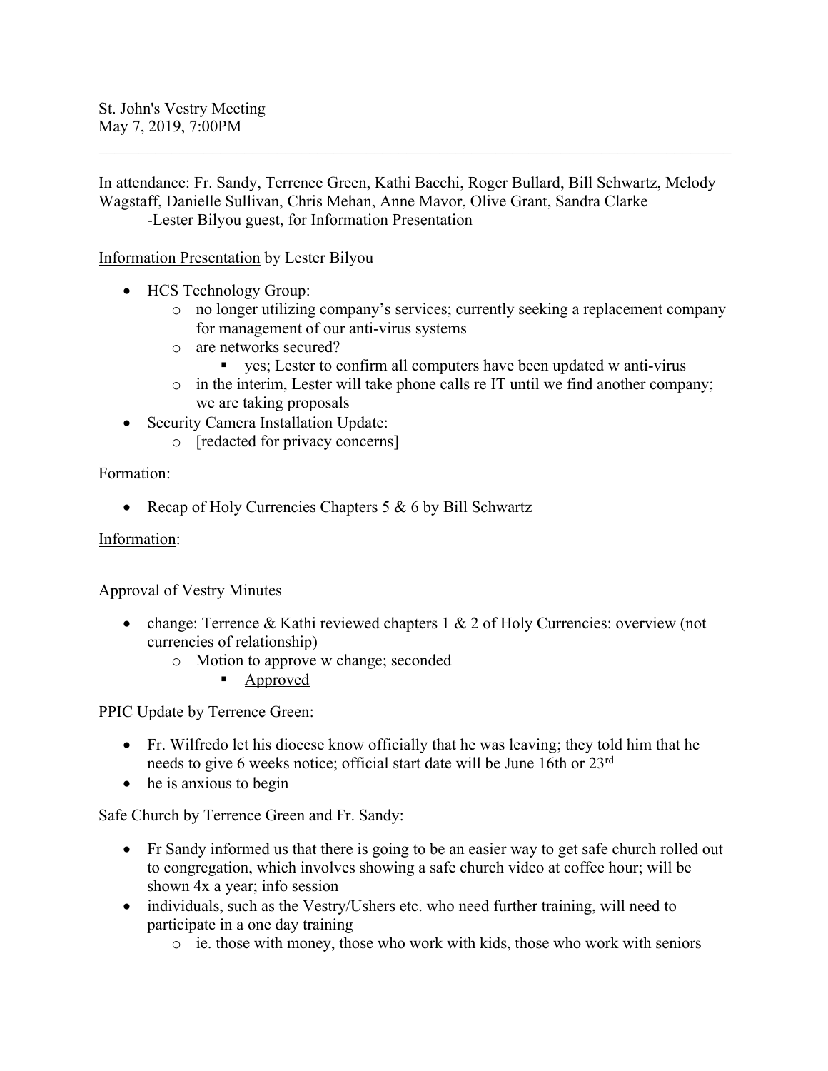St. John's Vestry Meeting
May 7, 2019, 7:00PM

---

In attendance: Fr. Sandy, Terrence Green, Kathi Bacchi, Roger Bullard, Bill Schwartz, Melody Wagstaff, Danielle Sullivan, Chris Mehan, Anne Mavor, Olive Grant, Sandra Clarke
-Lester Bilyou guest, for Information Presentation

<u>Information Presentation</u> by Lester Bilyou

- HCS Technology Group:
  - no longer utilizing company's services; currently seeking a replacement company for management of our anti-virus systems
  - are networks secured?
    - yes; Lester to confirm all computers have been updated w anti-virus
  - in the interim, Lester will take phone calls re IT until we find another company; we are taking proposals
- Security Camera Installation Update:
  - [redacted for privacy concerns]

<u>Formation</u>:

- Recap of Holy Currencies Chapters 5 & 6 by Bill Schwartz

<u>Information</u>:

Approval of Vestry Minutes

- change: Terrence & Kathi reviewed chapters 1 & 2 of Holy Currencies: overview (not currencies of relationship)
  - Motion to approve w change; seconded
    - <u>Approved</u>

PPIC Update by Terrence Green:

- Fr. Wilfredo let his diocese know officially that he was leaving; they told him that he needs to give 6 weeks notice; official start date will be June 16th or 23rd
- he is anxious to begin

Safe Church by Terrence Green and Fr. Sandy:

- Fr Sandy informed us that there is going to be an easier way to get safe church rolled out to congregation, which involves showing a safe church video at coffee hour; will be shown 4x a year; info session
- individuals, such as the Vestry/Ushers etc. who need further training, will need to participate in a one day training
  - ie. those with money, those who work with kids, those who work with seniors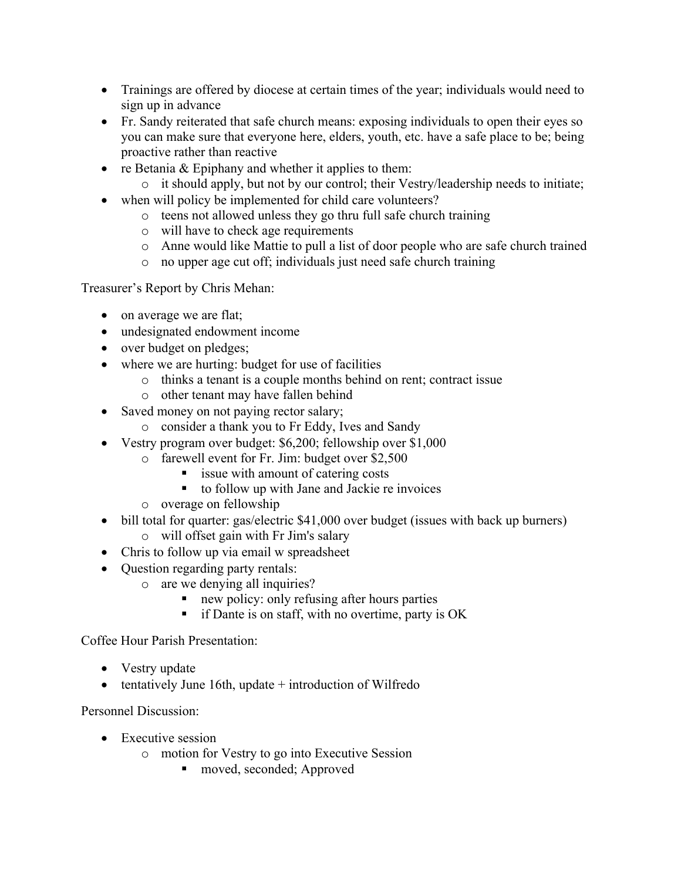- Trainings are offered by diocese at certain times of the year; individuals would need to sign up in advance
- Fr. Sandy reiterated that safe church means: exposing individuals to open their eyes so you can make sure that everyone here, elders, youth, etc. have a safe place to be; being proactive rather than reactive
- re Betania & Epiphany and whether it applies to them:
  - it should apply, but not by our control; their Vestry/leadership needs to initiate;
- when will policy be implemented for child care volunteers?
  - teens not allowed unless they go thru full safe church training
  - will have to check age requirements
  - Anne would like Mattie to pull a list of door people who are safe church trained
  - no upper age cut off; individuals just need safe church training

Treasurer's Report by Chris Mehan:

- on average we are flat;
- undesignated endowment income
- over budget on pledges;
- where we are hurting: budget for use of facilities
  - thinks a tenant is a couple months behind on rent; contract issue
  - other tenant may have fallen behind
- Saved money on not paying rector salary;
  - consider a thank you to Fr Eddy, Ives and Sandy
- Vestry program over budget: $6,200; fellowship over $1,000
  - farewell event for Fr. Jim: budget over $2,500
    - issue with amount of catering costs
    - to follow up with Jane and Jackie re invoices
  - overage on fellowship
- bill total for quarter: gas/electric $41,000 over budget (issues with back up burners)
  - will offset gain with Fr Jim's salary
- Chris to follow up via email w spreadsheet
- Question regarding party rentals:
  - are we denying all inquiries?
    - new policy: only refusing after hours parties
    - if Dante is on staff, with no overtime, party is OK

Coffee Hour Parish Presentation:

- Vestry update
- tentatively June 16th, update + introduction of Wilfredo

Personnel Discussion:

- Executive session
  - motion for Vestry to go into Executive Session
    - moved, seconded; Approved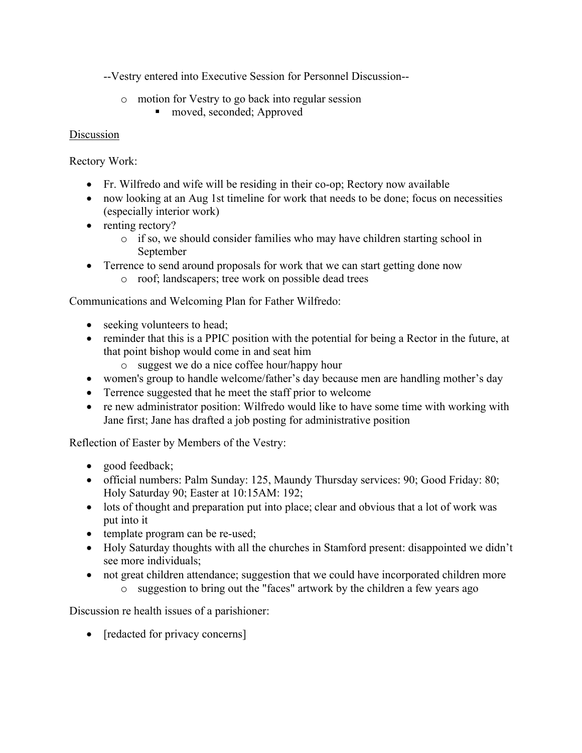--Vestry entered into Executive Session for Personnel Discussion--

- motion for Vestry to go back into regular session
  - moved, seconded; Approved

<u>Discussion</u>

Rectory Work:

- Fr. Wilfredo and wife will be residing in their co-op; Rectory now available
- now looking at an Aug 1st timeline for work that needs to be done; focus on necessities (especially interior work)
- renting rectory?
  - if so, we should consider families who may have children starting school in September
- Terrence to send around proposals for work that we can start getting done now
  - roof; landscapers; tree work on possible dead trees

Communications and Welcoming Plan for Father Wilfredo:

- seeking volunteers to head;
- reminder that this is a PPIC position with the potential for being a Rector in the future, at that point bishop would come in and seat him
  - suggest we do a nice coffee hour/happy hour
- women's group to handle welcome/father's day because men are handling mother's day
- Terrence suggested that he meet the staff prior to welcome
- re new administrator position: Wilfredo would like to have some time with working with Jane first; Jane has drafted a job posting for administrative position

Reflection of Easter by Members of the Vestry:

- good feedback;
- official numbers: Palm Sunday: 125, Maundy Thursday services: 90; Good Friday: 80; Holy Saturday 90; Easter at 10:15AM: 192;
- lots of thought and preparation put into place; clear and obvious that a lot of work was put into it
- template program can be re-used;
- Holy Saturday thoughts with all the churches in Stamford present: disappointed we didn't see more individuals;
- not great children attendance; suggestion that we could have incorporated children more
  - suggestion to bring out the "faces" artwork by the children a few years ago

Discussion re health issues of a parishioner:

- [redacted for privacy concerns]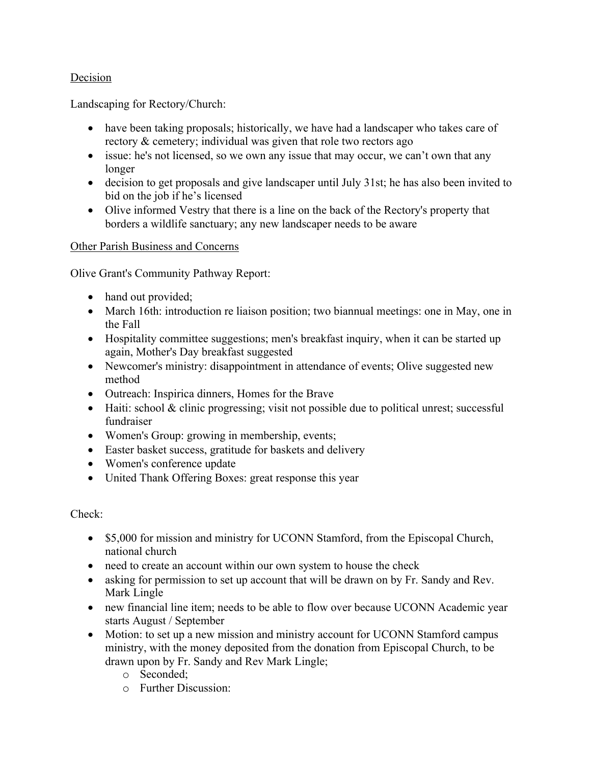<u>Decision</u>

Landscaping for Rectory/Church:

- have been taking proposals; historically, we have had a landscaper who takes care of rectory & cemetery; individual was given that role two rectors ago
- issue: he's not licensed, so we own any issue that may occur, we can't own that any longer
- decision to get proposals and give landscaper until July 31st; he has also been invited to bid on the job if he's licensed
- Olive informed Vestry that there is a line on the back of the Rectory's property that borders a wildlife sanctuary; any new landscaper needs to be aware

<u>Other Parish Business and Concerns</u>

Olive Grant's Community Pathway Report:

- hand out provided;
- March 16th: introduction re liaison position; two biannual meetings: one in May, one in the Fall
- Hospitality committee suggestions; men's breakfast inquiry, when it can be started up again, Mother's Day breakfast suggested
- Newcomer's ministry: disappointment in attendance of events; Olive suggested new method
- Outreach: Inspirica dinners, Homes for the Brave
- Haiti: school & clinic progressing; visit not possible due to political unrest; successful fundraiser
- Women's Group: growing in membership, events;
- Easter basket success, gratitude for baskets and delivery
- Women's conference update
- United Thank Offering Boxes: great response this year

Check:

- $5,000 for mission and ministry for UCONN Stamford, from the Episcopal Church, national church
- need to create an account within our own system to house the check
- asking for permission to set up account that will be drawn on by Fr. Sandy and Rev. Mark Lingle
- new financial line item; needs to be able to flow over because UCONN Academic year starts August / September
- Motion: to set up a new mission and ministry account for UCONN Stamford campus ministry, with the money deposited from the donation from Episcopal Church, to be drawn upon by Fr. Sandy and Rev Mark Lingle;
    - Seconded;
    - Further Discussion: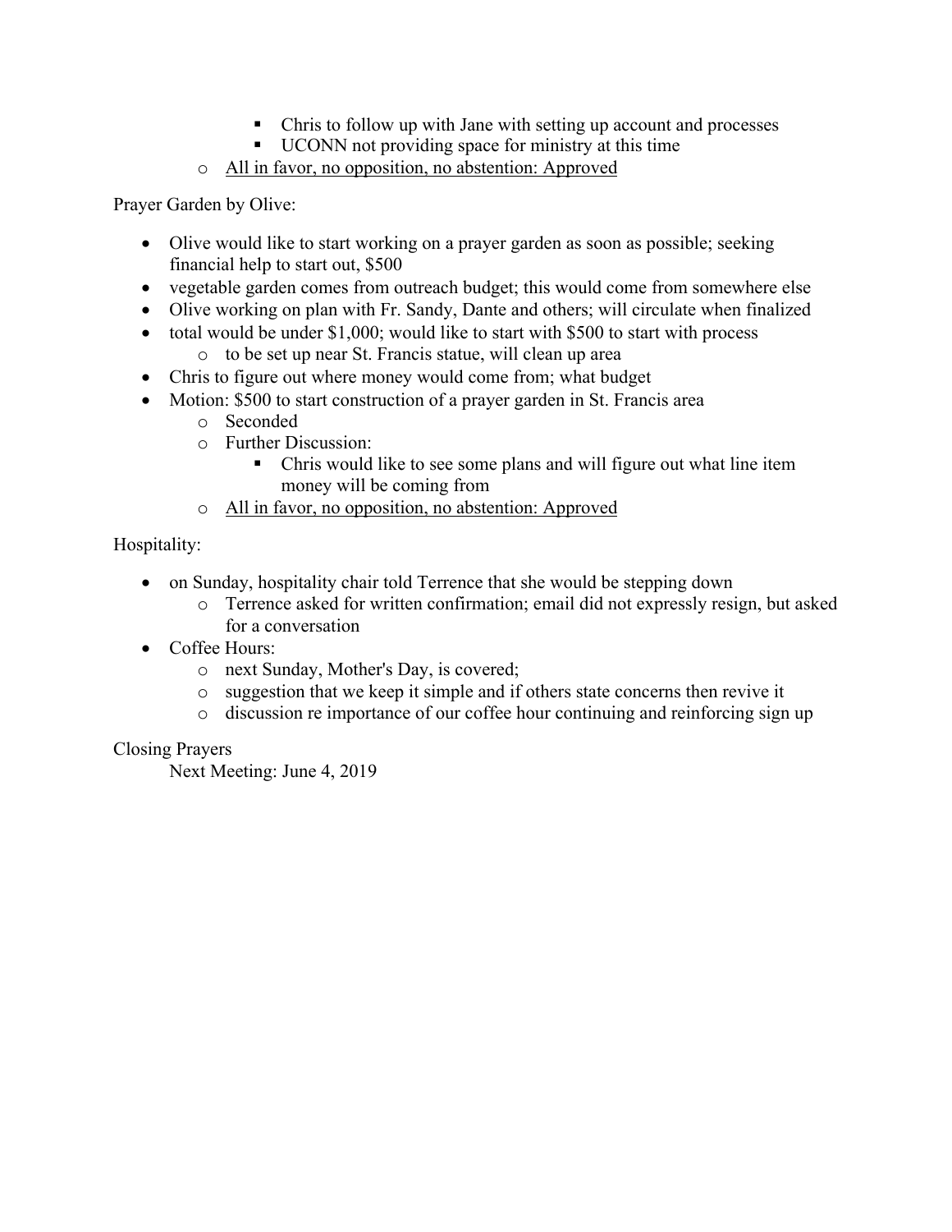- Chris to follow up with Jane with setting up account and processes
        - UCONN not providing space for ministry at this time
    - <u>All in favor, no opposition, no abstention: Approved</u>

Prayer Garden by Olive:

- Olive would like to start working on a prayer garden as soon as possible; seeking financial help to start out, $500
- vegetable garden comes from outreach budget; this would come from somewhere else
- Olive working on plan with Fr. Sandy, Dante and others; will circulate when finalized
- total would be under $1,000; would like to start with $500 to start with process
    - to be set up near St. Francis statue, will clean up area
- Chris to figure out where money would come from; what budget
- Motion: $500 to start construction of a prayer garden in St. Francis area
    - Seconded
    - Further Discussion:
        - Chris would like to see some plans and will figure out what line item money will be coming from
    - <u>All in favor, no opposition, no abstention: Approved</u>

Hospitality:

- on Sunday, hospitality chair told Terrence that she would be stepping down
    - Terrence asked for written confirmation; email did not expressly resign, but asked for a conversation
- Coffee Hours:
    - next Sunday, Mother's Day, is covered;
    - suggestion that we keep it simple and if others state concerns then revive it
    - discussion re importance of our coffee hour continuing and reinforcing sign up

Closing Prayers

Next Meeting: June 4, 2019